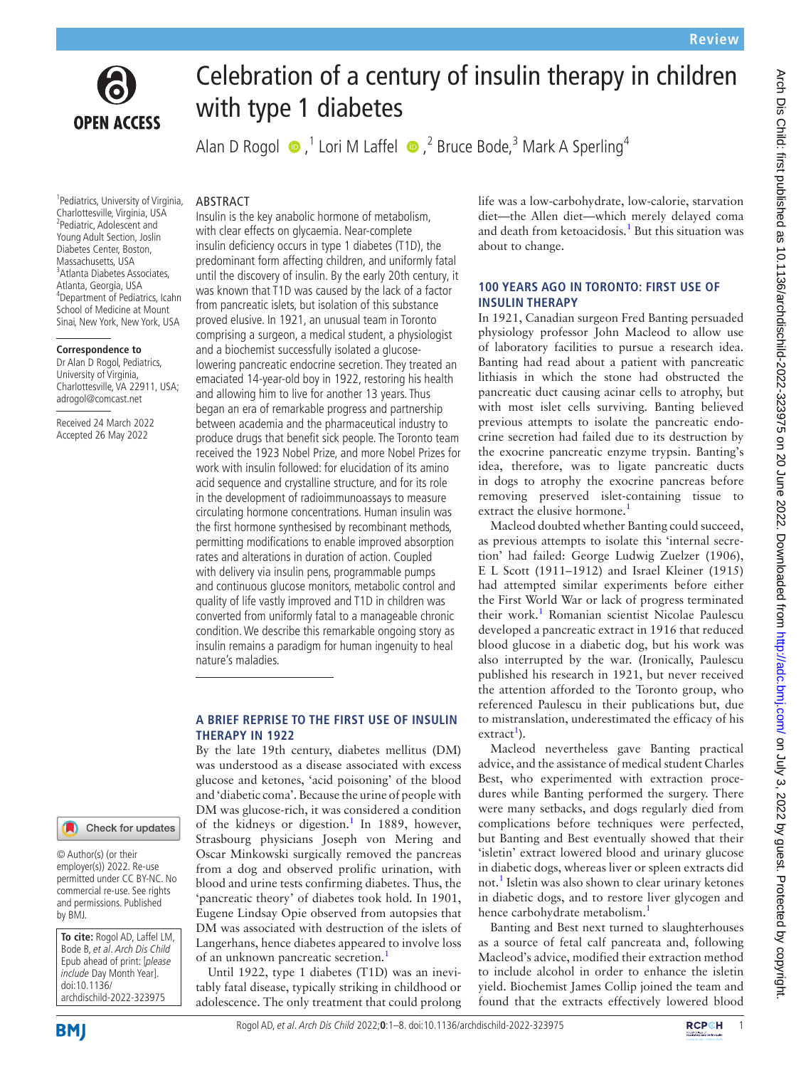# Celebration of a century of insulin therapy in children with type 1 diabetes

Alan D Rogol [1], Lori M Laffel [2], Bruce Bode [3], Mark A Sperling [4]

[1] Pediatrics, University of Virginia, Charlottesville, Virginia, USA
[2] Pediatric, Adolescent and Young Adult Section, Joslin Diabetes Center, Boston, Massachusetts, USA
[3] Atlanta Diabetes Associates, Atlanta, Georgia, USA
[4] Department of Pediatrics, Icahn School of Medicine at Mount Sinai, New York, New York, USA

**Correspondence to**
Dr Alan D Rogol, Pediatrics, University of Virginia, Charlottesville, VA 22911, USA; adrogol@comcast.net

Received 24 March 2022
Accepted 26 May 2022

© Author(s) (or their employer(s)) 2022. Re-use permitted under CC BY-NC. No commercial re-use. See rights and permissions. Published by BMJ.

**To cite:** Rogol AD, Laffel LM, Bode B, *et al*. *Arch Dis Child* Epub ahead of print: [*please include* Day Month Year]. doi:10.1136/archdischild-2022-323975

## ABSTRACT

Insulin is the key anabolic hormone of metabolism, with clear effects on glycaemia. Near-complete insulin deficiency occurs in type 1 diabetes (T1D), the predominant form affecting children, and uniformly fatal until the discovery of insulin. By the early 20th century, it was known that T1D was caused by the lack of a factor from pancreatic islets, but isolation of this substance proved elusive. In 1921, an unusual team in Toronto comprising a surgeon, a medical student, a physiologist and a biochemist successfully isolated a glucose-lowering pancreatic endocrine secretion. They treated an emaciated 14-year-old boy in 1922, restoring his health and allowing him to live for another 13 years. Thus began an era of remarkable progress and partnership between academia and the pharmaceutical industry to produce drugs that benefit sick people. The Toronto team received the 1923 Nobel Prize, and more Nobel Prizes for work with insulin followed: for elucidation of its amino acid sequence and crystalline structure, and for its role in the development of radioimmunoassays to measure circulating hormone concentrations. Human insulin was the first hormone synthesised by recombinant methods, permitting modifications to enable improved absorption rates and alterations in duration of action. Coupled with delivery via insulin pens, programmable pumps and continuous glucose monitors, metabolic control and quality of life vastly improved and T1D in children was converted from uniformly fatal to a manageable chronic condition. We describe this remarkable ongoing story as insulin remains a paradigm for human ingenuity to heal nature's maladies.

## A BRIEF REPRISE TO THE FIRST USE OF INSULIN THERAPY IN 1922

By the late 19th century, diabetes mellitus (DM) was understood as a disease associated with excess glucose and ketones, 'acid poisoning' of the blood and 'diabetic coma'. Because the urine of people with DM was glucose-rich, it was considered a condition of the kidneys or digestion.[1] In 1889, however, Strasbourg physicians Joseph von Mering and Oscar Minkowski surgically removed the pancreas from a dog and observed prolific urination, with blood and urine tests confirming diabetes. Thus, the 'pancreatic theory' of diabetes took hold. In 1901, Eugene Lindsay Opie observed from autopsies that DM was associated with destruction of the islets of Langerhans, hence diabetes appeared to involve loss of an unknown pancreatic secretion.[1]

Until 1922, type 1 diabetes (T1D) was an inevitably fatal disease, typically striking in childhood or adolescence. The only treatment that could prolong life was a low-carbohydrate, low-calorie, starvation diet—the Allen diet—which merely delayed coma and death from ketoacidosis.[1] But this situation was about to change.

## 100 YEARS AGO IN TORONTO: FIRST USE OF INSULIN THERAPY

In 1921, Canadian surgeon Fred Banting persuaded physiology professor John Macleod to allow use of laboratory facilities to pursue a research idea. Banting had read about a patient with pancreatic lithiasis in which the stone had obstructed the pancreatic duct causing acinar cells to atrophy, but with most islet cells surviving. Banting believed previous attempts to isolate the pancreatic endocrine secretion had failed due to its destruction by the exocrine pancreatic enzyme trypsin. Banting's idea, therefore, was to ligate pancreatic ducts in dogs to atrophy the exocrine pancreas before removing preserved islet-containing tissue to extract the elusive hormone.[1]

Macleod doubted whether Banting could succeed, as previous attempts to isolate this 'internal secretion' had failed: George Ludwig Zuelzer (1906), E L Scott (1911–1912) and Israel Kleiner (1915) had attempted similar experiments before either the First World War or lack of progress terminated their work.[1] Romanian scientist Nicolae Paulescu developed a pancreatic extract in 1916 that reduced blood glucose in a diabetic dog, but his work was also interrupted by the war. (Ironically, Paulescu published his research in 1921, but never received the attention afforded to the Toronto group, who referenced Paulescu in their publications but, due to mistranslation, underestimated the efficacy of his extract[1]).

Macleod nevertheless gave Banting practical advice, and the assistance of medical student Charles Best, who experimented with extraction procedures while Banting performed the surgery. There were many setbacks, and dogs regularly died from complications before techniques were perfected, but Banting and Best eventually showed that their 'isletin' extract lowered blood and urinary glucose in diabetic dogs, whereas liver or spleen extracts did not.[1] Isletin was also shown to clear urinary ketones in diabetic dogs, and to restore liver glycogen and hence carbohydrate metabolism.[1]

Banting and Best next turned to slaughterhouses as a source of fetal calf pancreata and, following Macleod's advice, modified their extraction method to include alcohol in order to enhance the isletin yield. Biochemist James Collip joined the team and found that the extracts effectively lowered blood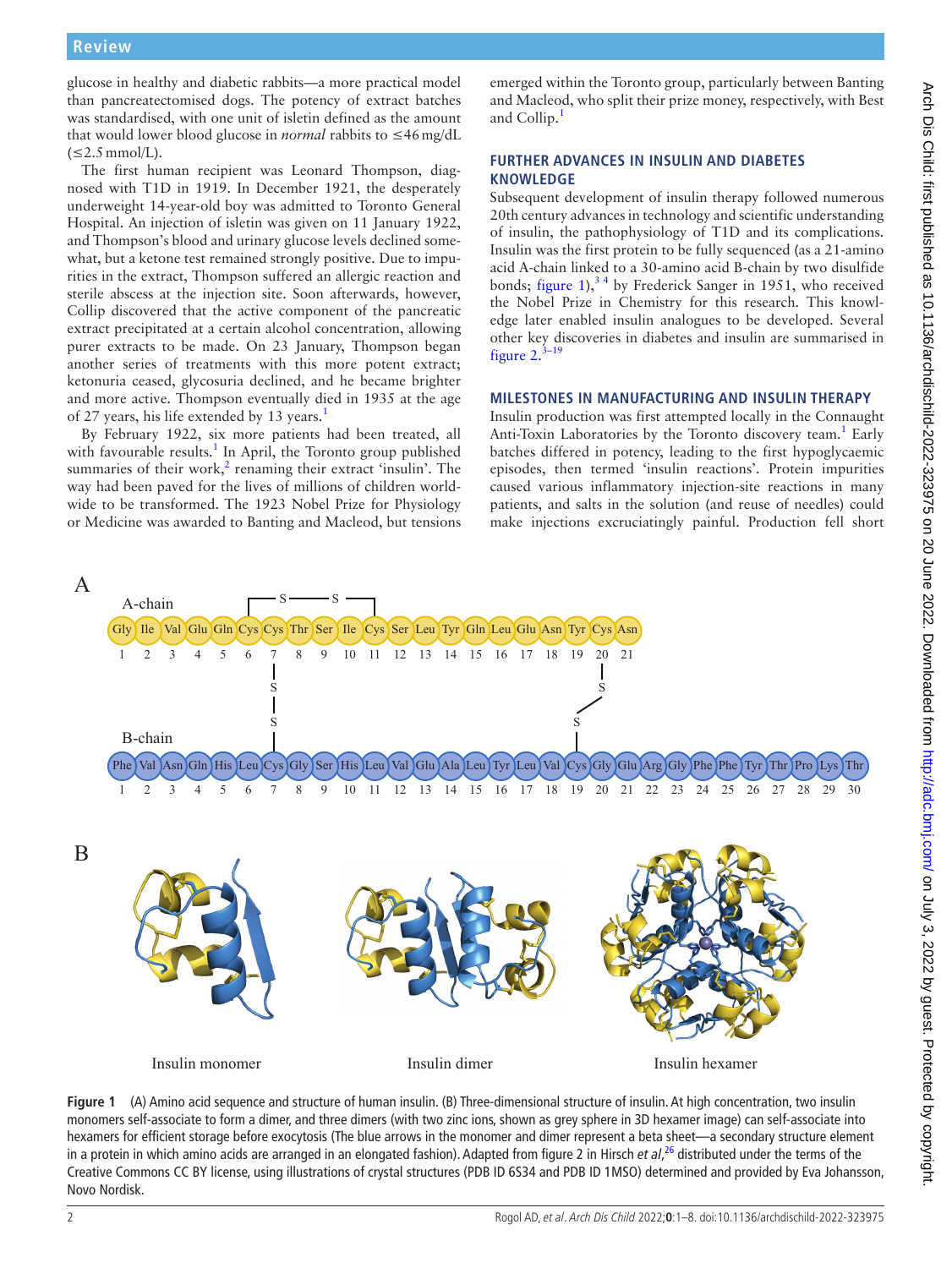glucose in healthy and diabetic rabbits—a more practical model than pancreatectomised dogs. The potency of extract batches was standardised, with one unit of isletin defined as the amount that would lower blood glucose in *normal* rabbits to ≤46 mg/dL (≤2.5 mmol/L).

The first human recipient was Leonard Thompson, diagnosed with T1D in 1919. In December 1921, the desperately underweight 14-year-old boy was admitted to Toronto General Hospital. An injection of isletin was given on 11 January 1922, and Thompson's blood and urinary glucose levels declined somewhat, but a ketone test remained strongly positive. Due to impurities in the extract, Thompson suffered an allergic reaction and sterile abscess at the injection site. Soon afterwards, however, Collip discovered that the active component of the pancreatic extract precipitated at a certain alcohol concentration, allowing purer extracts to be made. On 23 January, Thompson began another series of treatments with this more potent extract; ketonuria ceased, glycosuria declined, and he became brighter and more active. Thompson eventually died in 1935 at the age of 27 years, his life extended by 13 years.[1]

By February 1922, six more patients had been treated, all with favourable results.[1] In April, the Toronto group published summaries of their work,[2] renaming their extract 'insulin'. The way had been paved for the lives of millions of children worldwide to be transformed. The 1923 Nobel Prize for Physiology or Medicine was awarded to Banting and Macleod, but tensions emerged within the Toronto group, particularly between Banting and Macleod, who split their prize money, respectively, with Best and Collip.[1]

## FURTHER ADVANCES IN INSULIN AND DIABETES KNOWLEDGE

Subsequent development of insulin therapy followed numerous 20th century advances in technology and scientific understanding of insulin, the pathophysiology of T1D and its complications. Insulin was the first protein to be fully sequenced (as a 21-amino acid A-chain linked to a 30-amino acid B-chain by two disulfide bonds; figure 1),[3,4] by Frederick Sanger in 1951, who received the Nobel Prize in Chemistry for this research. This knowledge later enabled insulin analogues to be developed. Several other key discoveries in diabetes and insulin are summarised in figure 2.[3–19]

## MILESTONES IN MANUFACTURING AND INSULIN THERAPY

Insulin production was first attempted locally in the Connaught Anti-Toxin Laboratories by the Toronto discovery team.[1] Early batches differed in potency, leading to the first hypoglycaemic episodes, then termed 'insulin reactions'. Protein impurities caused various inflammatory injection-site reactions in many patients, and salts in the solution (and reuse of needles) could make injections excruciatingly painful. Production fell short

**Figure 1** (A) Amino acid sequence and structure of human insulin. (B) Three-dimensional structure of insulin. At high concentration, two insulin monomers self-associate to form a dimer, and three dimers (with two zinc ions, shown as grey sphere in 3D hexamer image) can self-associate into hexamers for efficient storage before exocytosis (The blue arrows in the monomer and dimer represent a beta sheet—a secondary structure element in a protein in which amino acids are arranged in an elongated fashion). Adapted from figure 2 in Hirsch *et al*,[26] distributed under the terms of the Creative Commons CC BY license, using illustrations of crystal structures (PDB ID 6S34 and PDB ID 1MSO) determined and provided by Eva Johansson, Novo Nordisk.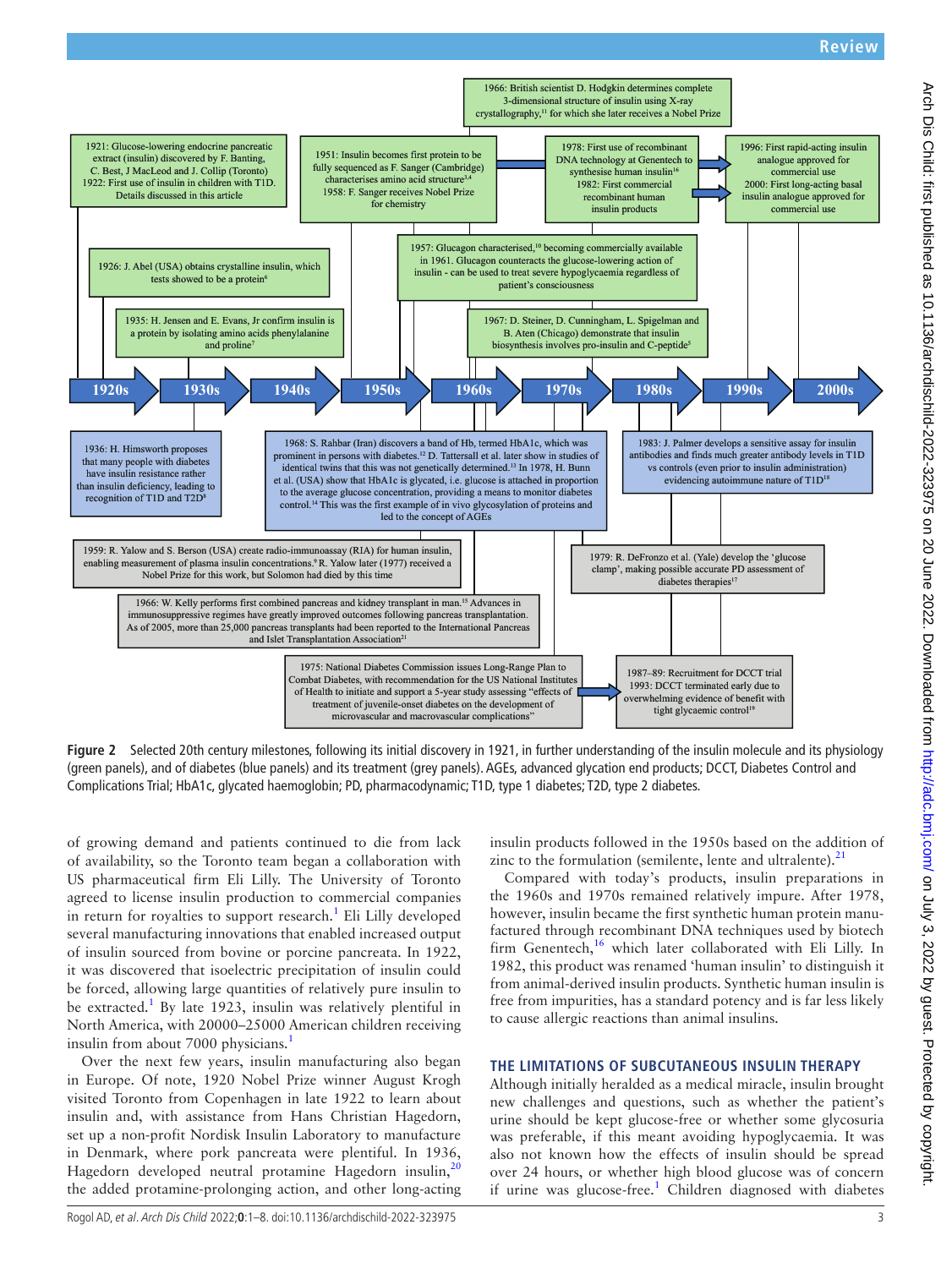1966: British scientist D. Hodgkin determines complete 3-dimensional structure of insulin using X-ray crystallography,[11] for which she later receives a Nobel Prize

1921: Glucose-lowering endocrine pancreatic extract (insulin) discovered by F. Banting, C. Best, J MacLeod and J. Collip (Toronto) 1922: First use of insulin in children with T1D. Details discussed in this article

1951: Insulin becomes first protein to be fully sequenced as F. Sanger (Cambridge) characterises amino acid structure[3,4] 1958: F. Sanger receives Nobel Prize for chemistry

1978: First use of recombinant DNA technology at Genentech to synthesise human insulin[16] 1982: First commercial recombinant human insulin products

1996: First rapid-acting insulin analogue approved for commercial use 2000: First long-acting basal insulin analogue approved for commercial use

1926: J. Abel (USA) obtains crystalline insulin, which tests showed to be a protein[6]

1957: Glucagon characterised,[10] becoming commercially available in 1961. Glucagon counteracts the glucose-lowering action of insulin - can be used to treat severe hypoglycaemia regardless of patient's consciousness

1935: H. Jensen and E. Evans, Jr confirm insulin is a protein by isolating amino acids phenylalanine and proline[7]

1967: D. Steiner, D. Cunningham, L. Spigelman and B. Aten (Chicago) demonstrate that insulin biosynthesis involves pro-insulin and C-peptide[5]

1920s → 1930s → 1940s → 1950s → 1960s → 1970s → 1980s → 1990s → 2000s

1936: H. Himsworth proposes that many people with diabetes have insulin resistance rather than insulin deficiency, leading to recognition of T1D and T2D[8]

1968: S. Rahbar (Iran) discovers a band of Hb, termed HbA1c, which was prominent in persons with diabetes.[12] D. Tattersall et al. later show in studies of identical twins that this was not genetically determined.[13] In 1978, H. Bunn et al. (USA) show that HbA1c is glycated, i.e. glucose is attached in proportion to the average glucose concentration, providing a means to monitor diabetes control.[14] This was the first example of in vivo glycosylation of proteins and led to the concept of AGEs

1983: J. Palmer develops a sensitive assay for insulin antibodies and finds much greater antibody levels in T1D vs controls (even prior to insulin administration) evidencing autoimmune nature of T1D[18]

1959: R. Yalow and S. Berson (USA) create radio-immunoassay (RIA) for human insulin, enabling measurement of plasma insulin concentrations.[9] R. Yalow later (1977) received a Nobel Prize for this work, but Solomon had died by this time

1979: R. DeFronzo et al. (Yale) develop the 'glucose clamp', making possible accurate PD assessment of diabetes therapies[17]

1966: W. Kelly performs first combined pancreas and kidney transplant in man.[15] Advances in immunosuppressive regimes have greatly improved outcomes following pancreas transplantation. As of 2005, more than 25,000 pancreas transplants had been reported to the International Pancreas and Islet Transplantation Association[21]

1975: National Diabetes Commission issues Long-Range Plan to Combat Diabetes, with recommendation for the US National Institutes of Health to initiate and support a 5-year study assessing "effects of treatment of juvenile-onset diabetes on the development of microvascular and macrovascular complications"

1987–89: Recruitment for DCCT trial 1993: DCCT terminated early due to overwhelming evidence of benefit with tight glycaemic control[19]

**Figure 2** Selected 20th century milestones, following its initial discovery in 1921, in further understanding of the insulin molecule and its physiology (green panels), and of diabetes (blue panels) and its treatment (grey panels). AGEs, advanced glycation end products; DCCT, Diabetes Control and Complications Trial; HbA1c, glycated haemoglobin; PD, pharmacodynamic; T1D, type 1 diabetes; T2D, type 2 diabetes.

of growing demand and patients continued to die from lack of availability, so the Toronto team began a collaboration with US pharmaceutical firm Eli Lilly. The University of Toronto agreed to license insulin production to commercial companies in return for royalties to support research.[1] Eli Lilly developed several manufacturing innovations that enabled increased output of insulin sourced from bovine or porcine pancreata. In 1922, it was discovered that isoelectric precipitation of insulin could be forced, allowing large quantities of relatively pure insulin to be extracted.[1] By late 1923, insulin was relatively plentiful in North America, with 20000–25000 American children receiving insulin from about 7000 physicians.[1]

Over the next few years, insulin manufacturing also began in Europe. Of note, 1920 Nobel Prize winner August Krogh visited Toronto from Copenhagen in late 1922 to learn about insulin and, with assistance from Hans Christian Hagedorn, set up a non-profit Nordisk Insulin Laboratory to manufacture in Denmark, where pork pancreata were plentiful. In 1936, Hagedorn developed neutral protamine Hagedorn insulin,[20] the added protamine-prolonging action, and other long-acting insulin products followed in the 1950s based on the addition of zinc to the formulation (semilente, lente and ultralente).[21]

Compared with today's products, insulin preparations in the 1960s and 1970s remained relatively impure. After 1978, however, insulin became the first synthetic human protein manufactured through recombinant DNA techniques used by biotech firm Genentech,[16] which later collaborated with Eli Lilly. In 1982, this product was renamed 'human insulin' to distinguish it from animal-derived insulin products. Synthetic human insulin is free from impurities, has a standard potency and is far less likely to cause allergic reactions than animal insulins.

## THE LIMITATIONS OF SUBCUTANEOUS INSULIN THERAPY

Although initially heralded as a medical miracle, insulin brought new challenges and questions, such as whether the patient's urine should be kept glucose-free or whether some glycosuria was preferable, if this meant avoiding hypoglycaemia. It was also not known how the effects of insulin should be spread over 24 hours, or whether high blood glucose was of concern if urine was glucose-free.[1] Children diagnosed with diabetes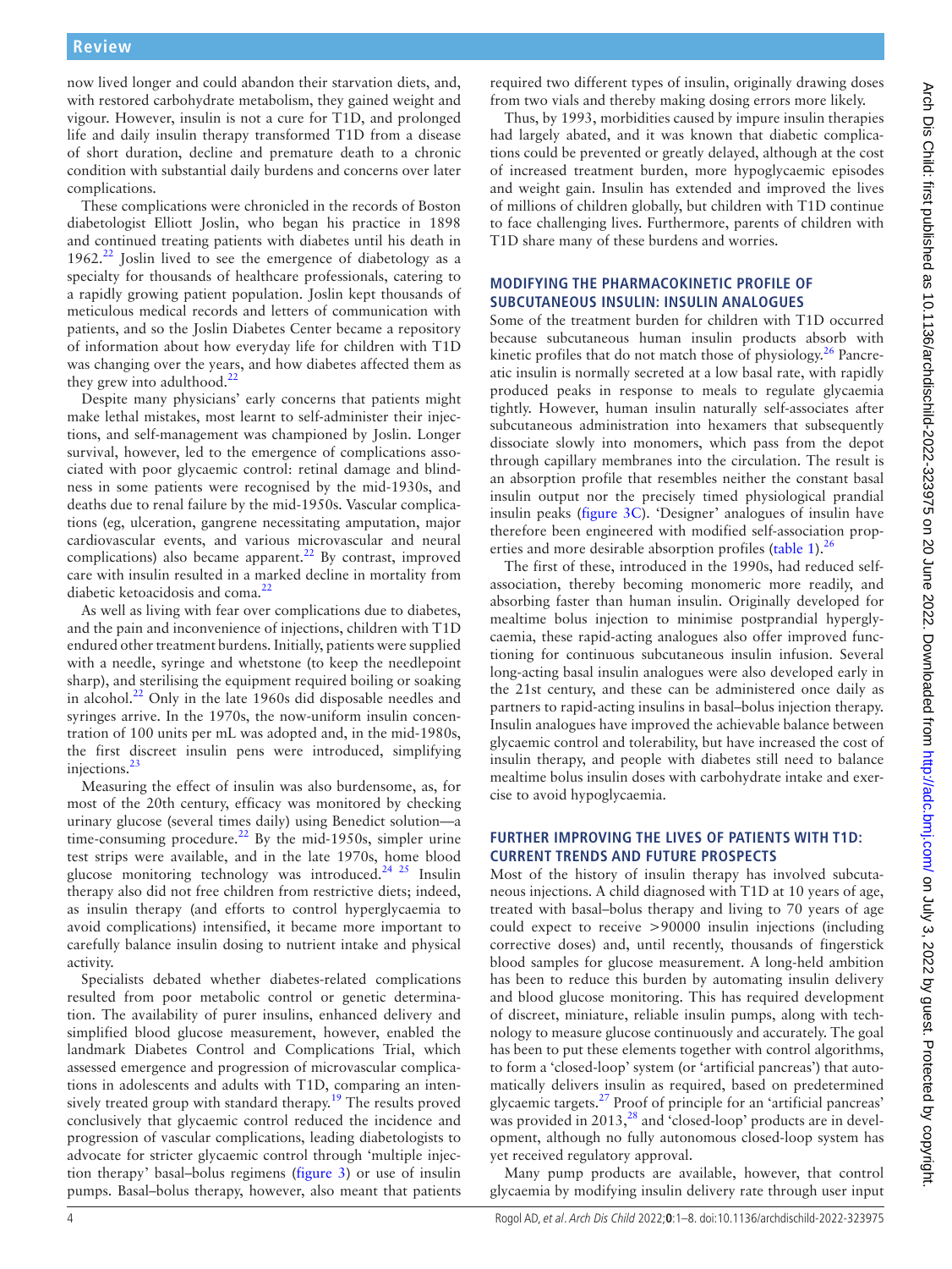now lived longer and could abandon their starvation diets, and, with restored carbohydrate metabolism, they gained weight and vigour. However, insulin is not a cure for T1D, and prolonged life and daily insulin therapy transformed T1D from a disease of short duration, decline and premature death to a chronic condition with substantial daily burdens and concerns over later complications.

These complications were chronicled in the records of Boston diabetologist Elliott Joslin, who began his practice in 1898 and continued treating patients with diabetes until his death in 1962.[22] Joslin lived to see the emergence of diabetology as a specialty for thousands of healthcare professionals, catering to a rapidly growing patient population. Joslin kept thousands of meticulous medical records and letters of communication with patients, and so the Joslin Diabetes Center became a repository of information about how everyday life for children with T1D was changing over the years, and how diabetes affected them as they grew into adulthood.[22]

Despite many physicians' early concerns that patients might make lethal mistakes, most learnt to self-administer their injections, and self-management was championed by Joslin. Longer survival, however, led to the emergence of complications associated with poor glycaemic control: retinal damage and blindness in some patients were recognised by the mid-1930s, and deaths due to renal failure by the mid-1950s. Vascular complications (eg, ulceration, gangrene necessitating amputation, major cardiovascular events, and various microvascular and neural complications) also became apparent.[22] By contrast, improved care with insulin resulted in a marked decline in mortality from diabetic ketoacidosis and coma.[22]

As well as living with fear over complications due to diabetes, and the pain and inconvenience of injections, children with T1D endured other treatment burdens. Initially, patients were supplied with a needle, syringe and whetstone (to keep the needlepoint sharp), and sterilising the equipment required boiling or soaking in alcohol.[22] Only in the late 1960s did disposable needles and syringes arrive. In the 1970s, the now-uniform insulin concentration of 100 units per mL was adopted and, in the mid-1980s, the first discreet insulin pens were introduced, simplifying injections.[23]

Measuring the effect of insulin was also burdensome, as, for most of the 20th century, efficacy was monitored by checking urinary glucose (several times daily) using Benedict solution—a time-consuming procedure.[22] By the mid-1950s, simpler urine test strips were available, and in the late 1970s, home blood glucose monitoring technology was introduced.[24 25] Insulin therapy also did not free children from restrictive diets; indeed, as insulin therapy (and efforts to control hyperglycaemia to avoid complications) intensified, it became more important to carefully balance insulin dosing to nutrient intake and physical activity.

Specialists debated whether diabetes-related complications resulted from poor metabolic control or genetic determination. The availability of purer insulins, enhanced delivery and simplified blood glucose measurement, however, enabled the landmark Diabetes Control and Complications Trial, which assessed emergence and progression of microvascular complications in adolescents and adults with T1D, comparing an intensively treated group with standard therapy.[19] The results proved conclusively that glycaemic control reduced the incidence and progression of vascular complications, leading diabetologists to advocate for stricter glycaemic control through 'multiple injection therapy' basal–bolus regimens (figure 3) or use of insulin pumps. Basal–bolus therapy, however, also meant that patients required two different types of insulin, originally drawing doses from two vials and thereby making dosing errors more likely.

Thus, by 1993, morbidities caused by impure insulin therapies had largely abated, and it was known that diabetic complications could be prevented or greatly delayed, although at the cost of increased treatment burden, more hypoglycaemic episodes and weight gain. Insulin has extended and improved the lives of millions of children globally, but children with T1D continue to face challenging lives. Furthermore, parents of children with T1D share many of these burdens and worries.

## MODIFYING THE PHARMACOKINETIC PROFILE OF SUBCUTANEOUS INSULIN: INSULIN ANALOGUES

Some of the treatment burden for children with T1D occurred because subcutaneous human insulin products absorb with kinetic profiles that do not match those of physiology.[26] Pancreatic insulin is normally secreted at a low basal rate, with rapidly produced peaks in response to meals to regulate glycaemia tightly. However, human insulin naturally self-associates after subcutaneous administration into hexamers that subsequently dissociate slowly into monomers, which pass from the depot through capillary membranes into the circulation. The result is an absorption profile that resembles neither the constant basal insulin output nor the precisely timed physiological prandial insulin peaks (figure 3C). 'Designer' analogues of insulin have therefore been engineered with modified self-association properties and more desirable absorption profiles (table 1).[26]

The first of these, introduced in the 1990s, had reduced self-association, thereby becoming monomeric more readily, and absorbing faster than human insulin. Originally developed for mealtime bolus injection to minimise postprandial hyperglycaemia, these rapid-acting analogues also offer improved functioning for continuous subcutaneous insulin infusion. Several long-acting basal insulin analogues were also developed early in the 21st century, and these can be administered once daily as partners to rapid-acting insulins in basal–bolus injection therapy. Insulin analogues have improved the achievable balance between glycaemic control and tolerability, but have increased the cost of insulin therapy, and people with diabetes still need to balance mealtime bolus insulin doses with carbohydrate intake and exercise to avoid hypoglycaemia.

## FURTHER IMPROVING THE LIVES OF PATIENTS WITH T1D: CURRENT TRENDS AND FUTURE PROSPECTS

Most of the history of insulin therapy has involved subcutaneous injections. A child diagnosed with T1D at 10 years of age, treated with basal–bolus therapy and living to 70 years of age could expect to receive >90000 insulin injections (including corrective doses) and, until recently, thousands of fingerstick blood samples for glucose measurement. A long-held ambition has been to reduce this burden by automating insulin delivery and blood glucose monitoring. This has required development of discreet, miniature, reliable insulin pumps, along with technology to measure glucose continuously and accurately. The goal has been to put these elements together with control algorithms, to form a 'closed-loop' system (or 'artificial pancreas') that automatically delivers insulin as required, based on predetermined glycaemic targets.[27] Proof of principle for an 'artificial pancreas' was provided in 2013,[28] and 'closed-loop' products are in development, although no fully autonomous closed-loop system has yet received regulatory approval.

Many pump products are available, however, that control glycaemia by modifying insulin delivery rate through user input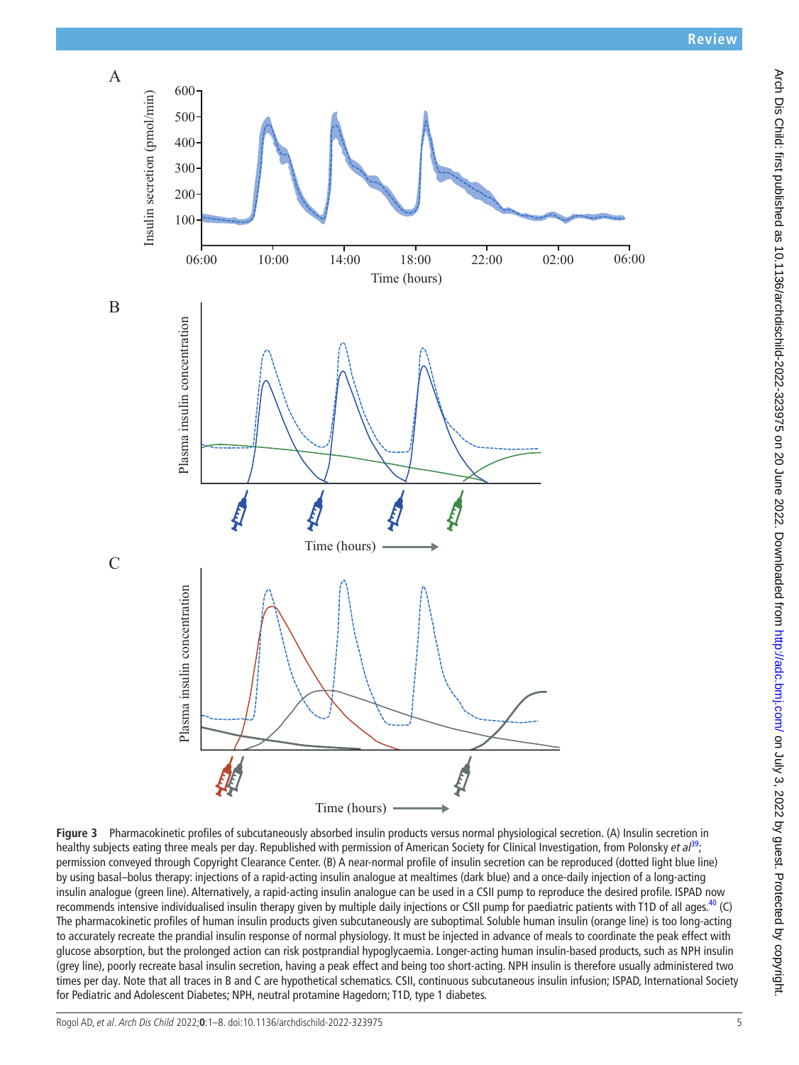**Figure 3** Pharmacokinetic profiles of subcutaneously absorbed insulin products versus normal physiological secretion. (A) Insulin secretion in healthy subjects eating three meals per day. Republished with permission of American Society for Clinical Investigation, from Polonsky *et al*[39]; permission conveyed through Copyright Clearance Center. (B) A near-normal profile of insulin secretion can be reproduced (dotted light blue line) by using basal–bolus therapy: injections of a rapid-acting insulin analogue at mealtimes (dark blue) and a once-daily injection of a long-acting insulin analogue (green line). Alternatively, a rapid-acting insulin analogue can be used in a CSII pump to reproduce the desired profile. ISPAD now recommends intensive individualised insulin therapy given by multiple daily injections or CSII pump for paediatric patients with T1D of all ages.[40] (C) The pharmacokinetic profiles of human insulin products given subcutaneously are suboptimal. Soluble human insulin (orange line) is too long-acting to accurately recreate the prandial insulin response of normal physiology. It must be injected in advance of meals to coordinate the peak effect with glucose absorption, but the prolonged action can risk postprandial hypoglycaemia. Longer-acting human insulin-based products, such as NPH insulin (grey line), poorly recreate basal insulin secretion, having a peak effect and being too short-acting. NPH insulin is therefore usually administered two times per day. Note that all traces in B and C are hypothetical schematics. CSII, continuous subcutaneous insulin infusion; ISPAD, International Society for Pediatric and Adolescent Diabetes; NPH, neutral protamine Hagedorn; T1D, type 1 diabetes.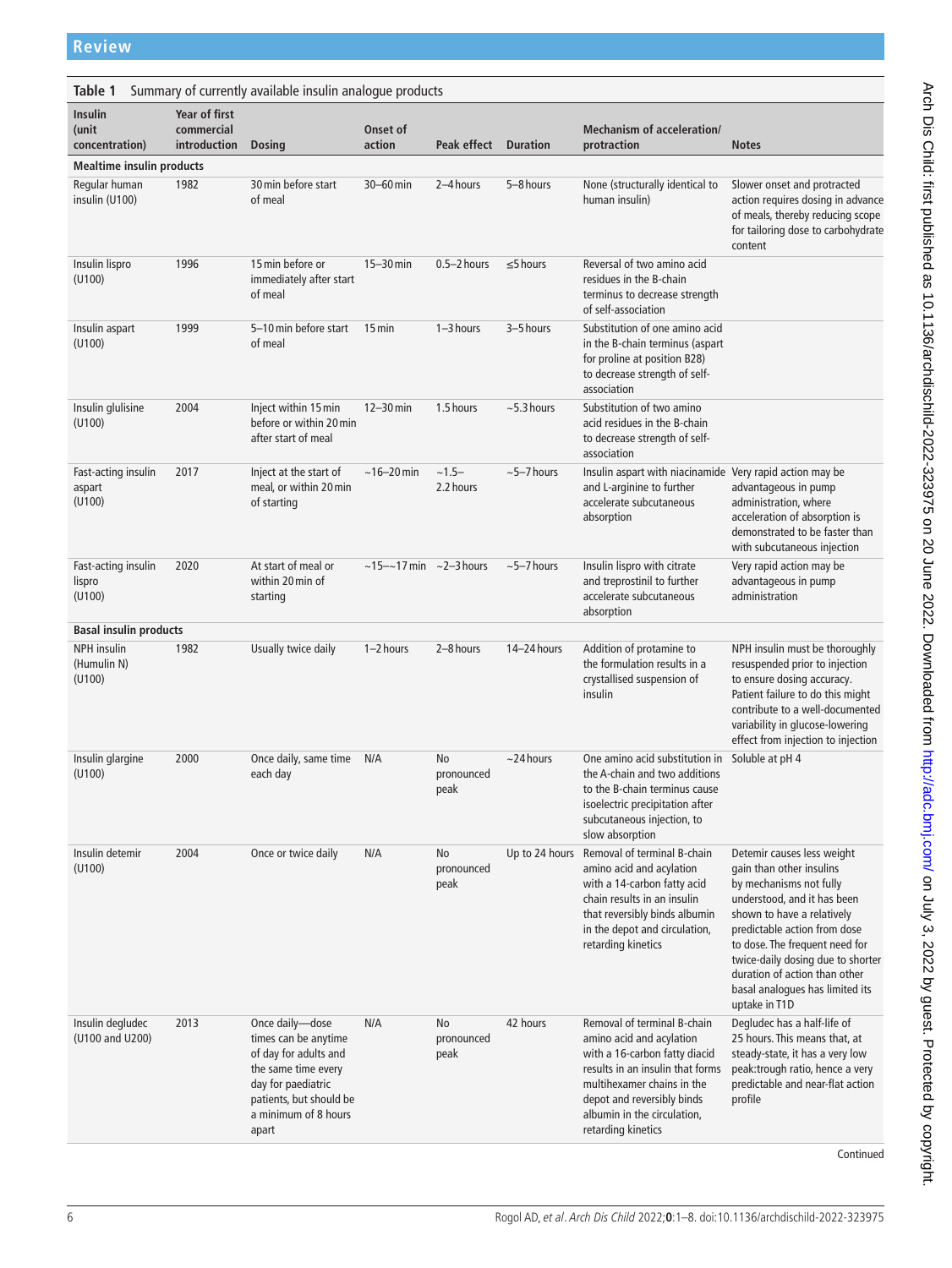**Table 1** Summary of currently available insulin analogue products

| Insulin (unit concentration) | Year of first commercial introduction | Dosing | Onset of action | Peak effect | Duration | Mechanism of acceleration/ protraction | Notes |
|---|---|---|---|---|---|---|---|
| **Mealtime insulin products** | | | | | | | |
| Regular human insulin (U100) | 1982 | 30 min before start of meal | 30–60 min | 2–4 hours | 5–8 hours | None (structurally identical to human insulin) | Slower onset and protracted action requires dosing in advance of meals, thereby reducing scope for tailoring dose to carbohydrate content |
| Insulin lispro (U100) | 1996 | 15 min before or immediately after start of meal | 15–30 min | 0.5–2 hours | ≤5 hours | Reversal of two amino acid residues in the B-chain terminus to decrease strength of self-association | |
| Insulin aspart (U100) | 1999 | 5–10 min before start of meal | 15 min | 1–3 hours | 3–5 hours | Substitution of one amino acid in the B-chain terminus (aspart for proline at position B28) to decrease strength of self-association | |
| Insulin glulisine (U100) | 2004 | Inject within 15 min before or within 20 min after start of meal | 12–30 min | 1.5 hours | ~5.3 hours | Substitution of two amino acid residues in the B-chain to decrease strength of self-association | |
| Fast-acting insulin aspart (U100) | 2017 | Inject at the start of meal, or within 20 min of starting | ~16–20 min | ~1.5–2.2 hours | ~5–7 hours | Insulin aspart with niacinamide and L-arginine to further accelerate subcutaneous absorption | Very rapid action may be advantageous in pump administration, where acceleration of absorption is demonstrated to be faster than with subcutaneous injection |
| Fast-acting insulin lispro (U100) | 2020 | At start of meal or within 20 min of starting | ~15–~17 min | ~2–3 hours | ~5–7 hours | Insulin lispro with citrate and treprostinil to further accelerate subcutaneous absorption | Very rapid action may be advantageous in pump administration |
| **Basal insulin products** | | | | | | | |
| NPH insulin (Humulin N) (U100) | 1982 | Usually twice daily | 1–2 hours | 2–8 hours | 14–24 hours | Addition of protamine to the formulation results in a crystallised suspension of insulin | NPH insulin must be thoroughly resuspended prior to injection to ensure dosing accuracy. Patient failure to do this might contribute to a well-documented variability in glucose-lowering effect from injection to injection |
| Insulin glargine (U100) | 2000 | Once daily, same time each day | N/A | No pronounced peak | ~24 hours | One amino acid substitution in the A-chain and two additions to the B-chain terminus cause isoelectric precipitation after subcutaneous injection, to slow absorption | Soluble at pH 4 |
| Insulin detemir (U100) | 2004 | Once or twice daily | N/A | No pronounced peak | Up to 24 hours | Removal of terminal B-chain amino acid and acylation with a 14-carbon fatty acid chain results in an insulin that reversibly binds albumin in the depot and circulation, retarding kinetics | Detemir causes less weight gain than other insulins by mechanisms not fully understood, and it has been shown to have a relatively predictable action from dose to dose. The frequent need for twice-daily dosing due to shorter duration of action than other basal analogues has limited its uptake in T1D |
| Insulin degludec (U100 and U200) | 2013 | Once daily—dose times can be anytime of day for adults and the same time every day for paediatric patients, but should be a minimum of 8 hours apart | N/A | No pronounced peak | 42 hours | Removal of terminal B-chain amino acid and acylation with a 16-carbon fatty diacid results in an insulin that forms multihexamer chains in the depot and reversibly binds albumin in the circulation, retarding kinetics | Degludec has a half-life of 25 hours. This means that, at steady-state, it has a very low peak:trough ratio, hence a very predictable and near-flat action profile |

Continued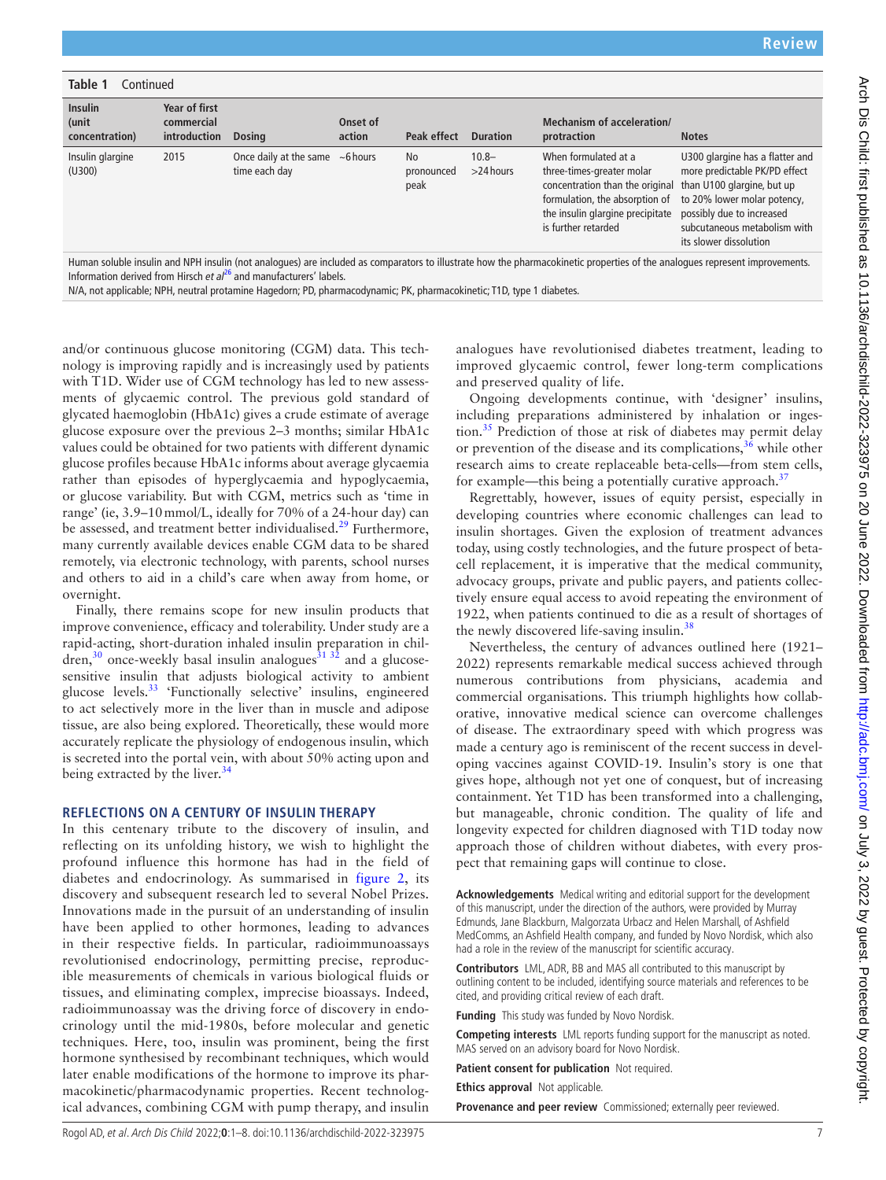**Table 1** Continued

| Insulin (unit concentration) | Year of first commercial introduction | Dosing | Onset of action | Peak effect | Duration | Mechanism of acceleration/protraction | Notes |
|---|---|---|---|---|---|---|---|
| Insulin glargine (U300) | 2015 | Once daily at the same time each day | ~6 hours | No pronounced peak | 10.8–>24 hours | When formulated at a three-times-greater molar concentration than the original formulation, the absorption of the insulin glargine precipitate is further retarded | U300 glargine has a flatter and more predictable PK/PD effect than U100 glargine, but up to 20% lower molar potency, possibly due to increased subcutaneous metabolism with its slower dissolution |

Human soluble insulin and NPH insulin (not analogues) are included as comparators to illustrate how the pharmacokinetic properties of the analogues represent improvements. Information derived from Hirsch *et al*[26] and manufacturers' labels.

N/A, not applicable; NPH, neutral protamine Hagedorn; PD, pharmacodynamic; PK, pharmacokinetic; T1D, type 1 diabetes.

and/or continuous glucose monitoring (CGM) data. This technology is improving rapidly and is increasingly used by patients with T1D. Wider use of CGM technology has led to new assessments of glycaemic control. The previous gold standard of glycated haemoglobin (HbA1c) gives a crude estimate of average glucose exposure over the previous 2–3 months; similar HbA1c values could be obtained for two patients with different dynamic glucose profiles because HbA1c informs about average glycaemia rather than episodes of hyperglycaemia and hypoglycaemia, or glucose variability. But with CGM, metrics such as 'time in range' (ie, 3.9–10 mmol/L, ideally for 70% of a 24-hour day) can be assessed, and treatment better individualised.[29] Furthermore, many currently available devices enable CGM data to be shared remotely, via electronic technology, with parents, school nurses and others to aid in a child's care when away from home, or overnight.

Finally, there remains scope for new insulin products that improve convenience, efficacy and tolerability. Under study are a rapid-acting, short-duration inhaled insulin preparation in children,[30] once-weekly basal insulin analogues[31 32] and a glucose-sensitive insulin that adjusts biological activity to ambient glucose levels.[33] 'Functionally selective' insulins, engineered to act selectively more in the liver than in muscle and adipose tissue, are also being explored. Theoretically, these would more accurately replicate the physiology of endogenous insulin, which is secreted into the portal vein, with about 50% acting upon and being extracted by the liver.[34]

## REFLECTIONS ON A CENTURY OF INSULIN THERAPY

In this centenary tribute to the discovery of insulin, and reflecting on its unfolding history, we wish to highlight the profound influence this hormone has had in the field of diabetes and endocrinology. As summarised in figure 2, its discovery and subsequent research led to several Nobel Prizes. Innovations made in the pursuit of an understanding of insulin have been applied to other hormones, leading to advances in their respective fields. In particular, radioimmunoassays revolutionised endocrinology, permitting precise, reproducible measurements of chemicals in various biological fluids or tissues, and eliminating complex, imprecise bioassays. Indeed, radioimmunoassay was the driving force of discovery in endocrinology until the mid-1980s, before molecular and genetic techniques. Here, too, insulin was prominent, being the first hormone synthesised by recombinant techniques, which would later enable modifications of the hormone to improve its pharmacokinetic/pharmacodynamic properties. Recent technological advances, combining CGM with pump therapy, and insulin analogues have revolutionised diabetes treatment, leading to improved glycaemic control, fewer long-term complications and preserved quality of life.

Ongoing developments continue, with 'designer' insulins, including preparations administered by inhalation or ingestion.[35] Prediction of those at risk of diabetes may permit delay or prevention of the disease and its complications,[36] while other research aims to create replaceable beta-cells—from stem cells, for example—this being a potentially curative approach.[37]

Regrettably, however, issues of equity persist, especially in developing countries where economic challenges can lead to insulin shortages. Given the explosion of treatment advances today, using costly technologies, and the future prospect of beta-cell replacement, it is imperative that the medical community, advocacy groups, private and public payers, and patients collectively ensure equal access to avoid repeating the environment of 1922, when patients continued to die as a result of shortages of the newly discovered life-saving insulin.[38]

Nevertheless, the century of advances outlined here (1921–2022) represents remarkable medical success achieved through numerous contributions from physicians, academia and commercial organisations. This triumph highlights how collaborative, innovative medical science can overcome challenges of disease. The extraordinary speed with which progress was made a century ago is reminiscent of the recent success in developing vaccines against COVID-19. Insulin's story is one that gives hope, although not yet one of conquest, but of increasing containment. Yet T1D has been transformed into a challenging, but manageable, chronic condition. The quality of life and longevity expected for children diagnosed with T1D today now approach those of children without diabetes, with every prospect that remaining gaps will continue to close.

**Acknowledgements** Medical writing and editorial support for the development of this manuscript, under the direction of the authors, were provided by Murray Edmunds, Jane Blackburn, Malgorzata Urbacz and Helen Marshall, of Ashfield MedComms, an Ashfield Health company, and funded by Novo Nordisk, which also had a role in the review of the manuscript for scientific accuracy.

**Contributors** LML, ADR, BB and MAS all contributed to this manuscript by outlining content to be included, identifying source materials and references to be cited, and providing critical review of each draft.

**Funding** This study was funded by Novo Nordisk.

**Competing interests** LML reports funding support for the manuscript as noted. MAS served on an advisory board for Novo Nordisk.

**Patient consent for publication** Not required.

**Ethics approval** Not applicable.

**Provenance and peer review** Commissioned; externally peer reviewed.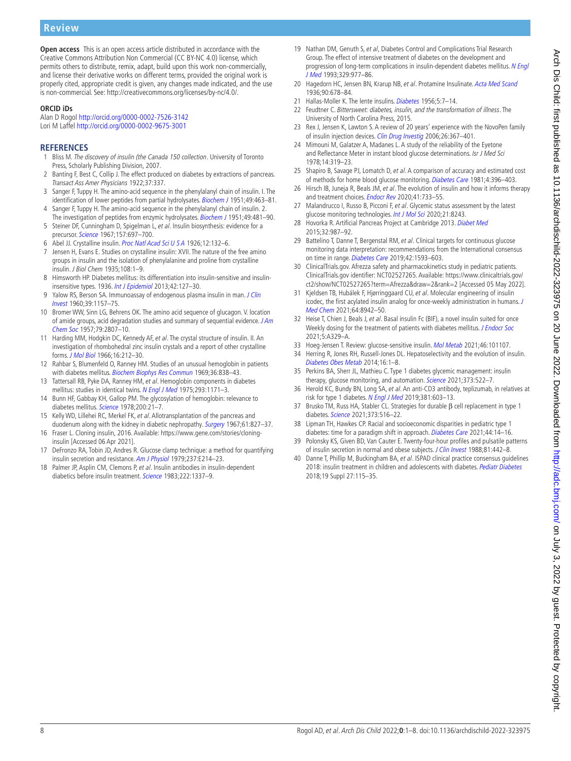**Open access** This is an open access article distributed in accordance with the Creative Commons Attribution Non Commercial (CC BY-NC 4.0) license, which permits others to distribute, remix, adapt, build upon this work non-commercially, and license their derivative works on different terms, provided the original work is properly cited, appropriate credit is given, any changes made indicated, and the use is non-commercial. See: http://creativecommons.org/licenses/by-nc/4.0/.

**ORCID iDs**

Alan D Rogol http://orcid.org/0000-0002-7526-3142
Lori M Laffel http://orcid.org/0000-0002-9675-3001

## REFERENCES

1. Bliss M. *The discovery of insulin (the Canada 150 collection*. University of Toronto Press, Scholarly Publishing Division, 2007.
2. Banting F, Best C, Collip J. The effect produced on diabetes by extractions of pancreas. *Transact Ass Amer Physicians* 1922;37:337.
3. Sanger F, Tuppy H. The amino-acid sequence in the phenylalanyl chain of insulin. I. The identification of lower peptides from partial hydrolysates. *Biochem J* 1951;49:463–81.
4. Sanger F, Tuppy H. The amino-acid sequence in the phenylalanyl chain of insulin. 2. The investigation of peptides from enzymic hydrolysates. *Biochem J* 1951;49:481–90.
5. Steiner DF, Cunningham D, Spigelman L, *et al*. Insulin biosynthesis: evidence for a precursor. *Science* 1967;157:697–700.
6. Abel JJ. Crystalline insulin. *Proc Natl Acad Sci U S A* 1926;12:132–6.
7. Jensen H, Evans E. Studies on crystalline insulin: XVII. The nature of the free amino groups in insulin and the isolation of phenylalanine and proline from crystalline insulin. *J Biol Chem* 1935;108:1–9.
8. Himsworth HP. Diabetes mellitus: its differentiation into insulin-sensitive and insulin-insensitive types. 1936. *Int J Epidemiol* 2013;42:127–30.
9. Yalow RS, Berson SA. Immunoassay of endogenous plasma insulin in man. *J Clin Invest* 1960;39:1157–75.
10. Bromer WW, Sinn LG, Behrens OK. The amino acid sequence of glucagon. V. location of amide groups, acid degradation studies and summary of sequential evidence. *J Am Chem Soc* 1957;79:2807–10.
11. Harding MM, Hodgkin DC, Kennedy AF, *et al*. The crystal structure of insulin. II. An investigation of rhombohedral zinc insulin crystals and a report of other crystalline forms. *J Mol Biol* 1966;16:212–30.
12. Rahbar S, Blumenfeld O, Ranney HM. Studies of an unusual hemoglobin in patients with diabetes mellitus. *Biochem Biophys Res Commun* 1969;36:838–43.
13. Tattersall RB, Pyke DA, Ranney HM, *et al*. Hemoglobin components in diabetes mellitus: studies in identical twins. *N Engl J Med* 1975;293:1171–3.
14. Bunn HF, Gabbay KH, Gallop PM. The glycosylation of hemoglobin: relevance to diabetes mellitus. *Science* 1978;200:21–7.
15. Kelly WD, Lillehei RC, Merkel FK, *et al*. Allotransplantation of the pancreas and duodenum along with the kidney in diabetic nephropathy. *Surgery* 1967;61:827–37.
16. Fraser L. Cloning insulin, 2016. Available: https://www.gene.com/stories/cloning-insulin [Accessed 06 Apr 2021].
17. DeFronzo RA, Tobin JD, Andres R. Glucose clamp technique: a method for quantifying insulin secretion and resistance. *Am J Physiol* 1979;237:E214–23.
18. Palmer JP, Asplin CM, Clemons P, *et al*. Insulin antibodies in insulin-dependent diabetics before insulin treatment. *Science* 1983;222:1337–9.
19. Nathan DM, Genuth S, *et al*, Diabetes Control and Complications Trial Research Group. The effect of intensive treatment of diabetes on the development and progression of long-term complications in insulin-dependent diabetes mellitus. *N Engl J Med* 1993;329:977–86.
20. Hagedorn HC, Jensen BN, Krarup NB, *et al*. Protamine Insulinate. *Acta Med Scand* 1936;90:678–84.
21. Hallas-Moller K. The lente insulins. *Diabetes* 1956;5:7–14.
22. Feudtner C. *Bittersweet: diabetes, insulin, and the transformation of illness*. The University of North Carolina Press, 2015.
23. Rex J, Jensen K, Lawton S. A review of 20 years' experience with the NovoPen family of insulin injection devices. *Clin Drug Investig* 2006;26:367–401.
24. Mimouni M, Galatzer A, Madanes L. A study of the reliability of the Eyetone and Reflectance Meter in instant blood glucose determinations. *Isr J Med Sci* 1978;14:319–23.
25. Shapiro B, Savage PJ, Lomatch D, *et al*. A comparison of accuracy and estimated cost of methods for home blood glucose monitoring. *Diabetes Care* 1981;4:396–403.
26. Hirsch IB, Juneja R, Beals JM, *et al*. The evolution of insulin and how it informs therapy and treatment choices. *Endocr Rev* 2020;41:733–55.
27. Malandrucco I, Russo B, Picconi F, *et al*. Glycemic status assessment by the latest glucose monitoring technologies. *Int J Mol Sci* 2020;21:8243.
28. Hovorka R. Artificial Pancreas Project at Cambridge 2013. *Diabet Med* 2015;32:987–92.
29. Battelino T, Danne T, Bergenstal RM, *et al*. Clinical targets for continuous glucose monitoring data interpretation: recommendations from the International consensus on time in range. *Diabetes Care* 2019;42:1593–603.
30. ClinicalTrials.gov. Afrezza safety and pharmacokinetics study in pediatric patients. ClinicalTrials.gov identifier: NCT02527265. Available: https://www.clinicaltrials.gov/ct2/show/NCT02527265?term=Afrezza&draw=2&rank=2 [Accessed 05 May 2022].
31. Kjeldsen TB, Hubálek F, Hjørringgaard CU, *et al*. Molecular engineering of insulin icodec, the first acylated insulin analog for once-weekly administration in humans. *J Med Chem* 2021;64:8942–50.
32. Heise T, Chien J, Beals J, *et al*. Basal insulin Fc (BIF), a novel insulin suited for once Weekly dosing for the treatment of patients with diabetes mellitus. *J Endocr Soc* 2021;5:A329–A.
33. Hoeg-Jensen T. Review: glucose-sensitive insulin. *Mol Metab* 2021;46:101107.
34. Herring R, Jones RH, Russell-Jones DL. Hepatoselectivity and the evolution of insulin. *Diabetes Obes Metab* 2014;16:1–8.
35. Perkins BA, Sherr JL, Mathieu C. Type 1 diabetes glycemic management: insulin therapy, glucose monitoring, and automation. *Science* 2021;373:522–7.
36. Herold KC, Bundy BN, Long SA, *et al*. An anti-CD3 antibody, teplizumab, in relatives at risk for type 1 diabetes. *N Engl J Med* 2019;381:603–13.
37. Brusko TM, Russ HA, Stabler CL. Strategies for durable β cell replacement in type 1 diabetes. *Science* 2021;373:516–22.
38. Lipman TH, Hawkes CP. Racial and socioeconomic disparities in pediatric type 1 diabetes: time for a paradigm shift in approach. *Diabetes Care* 2021;44:14–16.
39. Polonsky KS, Given BD, Van Cauter E. Twenty-four-hour profiles and pulsatile patterns of insulin secretion in normal and obese subjects. *J Clin Invest* 1988;81:442–8.
40. Danne T, Phillip M, Buckingham BA, *et al*. ISPAD clinical practice consensus guidelines 2018: insulin treatment in children and adolescents with diabetes. *Pediatr Diabetes* 2018;19 Suppl 27:115–35.